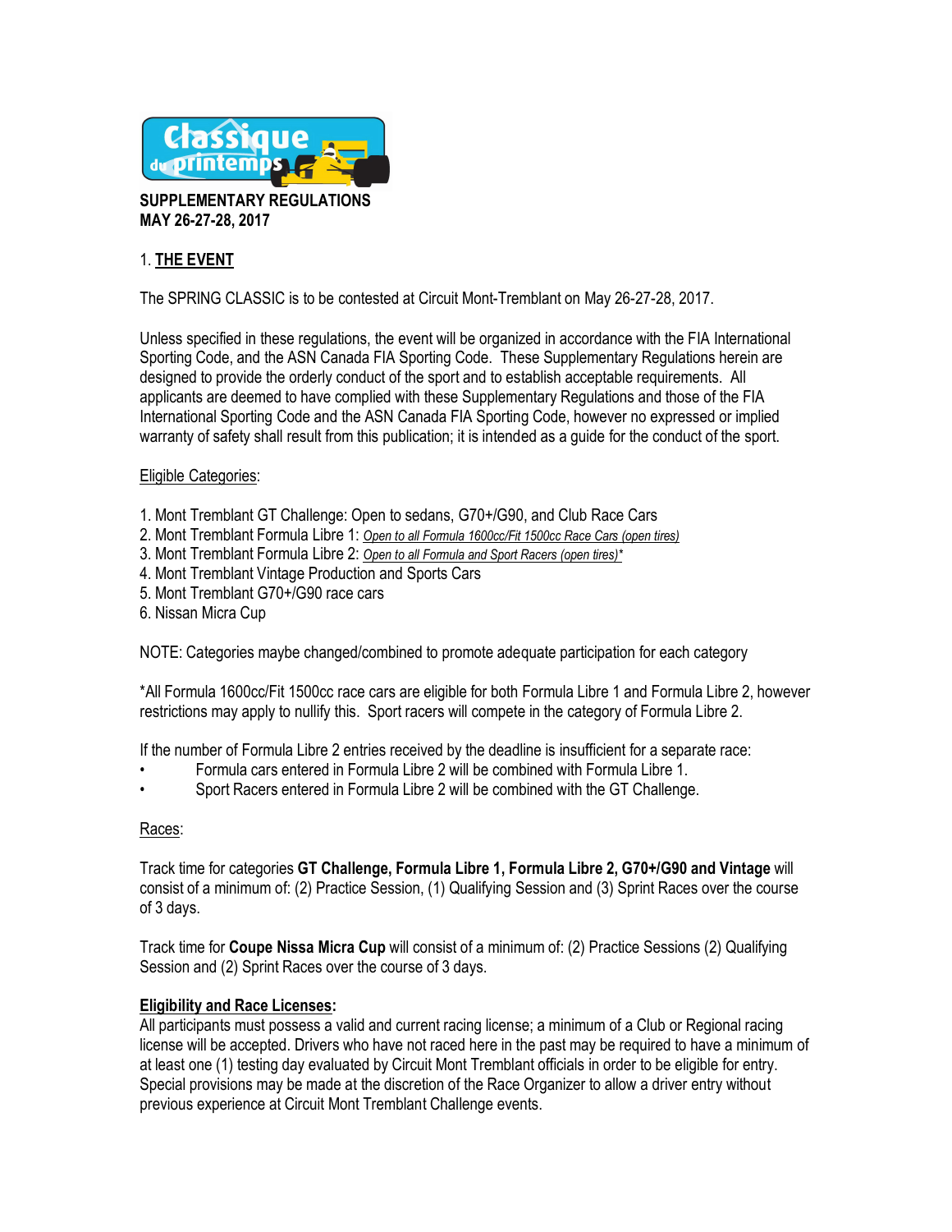Classique du printemps

**SUPPLEMENTARY REGULATIONS**
**MAY 26-27-28, 2017**

## 1. THE EVENT

The SPRING CLASSIC is to be contested at Circuit Mont-Tremblant on May 26-27-28, 2017.

Unless specified in these regulations, the event will be organized in accordance with the FIA International Sporting Code, and the ASN Canada FIA Sporting Code. These Supplementary Regulations herein are designed to provide the orderly conduct of the sport and to establish acceptable requirements. All applicants are deemed to have complied with these Supplementary Regulations and those of the FIA International Sporting Code and the ASN Canada FIA Sporting Code, however no expressed or implied warranty of safety shall result from this publication; it is intended as a guide for the conduct of the sport.

Eligible Categories:

1. Mont Tremblant GT Challenge: Open to sedans, G70+/G90, and Club Race Cars
2. Mont Tremblant Formula Libre 1: *Open to all Formula 1600cc/Fit 1500cc Race Cars (open tires)*
3. Mont Tremblant Formula Libre 2: *Open to all Formula and Sport Racers (open tires)**
4. Mont Tremblant Vintage Production and Sports Cars
5. Mont Tremblant G70+/G90 race cars
6. Nissan Micra Cup

NOTE: Categories maybe changed/combined to promote adequate participation for each category

*All Formula 1600cc/Fit 1500cc race cars are eligible for both Formula Libre 1 and Formula Libre 2, however restrictions may apply to nullify this. Sport racers will compete in the category of Formula Libre 2.

If the number of Formula Libre 2 entries received by the deadline is insufficient for a separate race:

- Formula cars entered in Formula Libre 2 will be combined with Formula Libre 1.
- Sport Racers entered in Formula Libre 2 will be combined with the GT Challenge.

Races:

Track time for categories **GT Challenge, Formula Libre 1, Formula Libre 2, G70+/G90 and Vintage** will consist of a minimum of: (2) Practice Session, (1) Qualifying Session and (3) Sprint Races over the course of 3 days.

Track time for **Coupe Nissa Micra Cup** will consist of a minimum of: (2) Practice Sessions (2) Qualifying Session and (2) Sprint Races over the course of 3 days.

**Eligibility and Race Licenses:**
All participants must possess a valid and current racing license; a minimum of a Club or Regional racing license will be accepted. Drivers who have not raced here in the past may be required to have a minimum of at least one (1) testing day evaluated by Circuit Mont Tremblant officials in order to be eligible for entry. Special provisions may be made at the discretion of the Race Organizer to allow a driver entry without previous experience at Circuit Mont Tremblant Challenge events.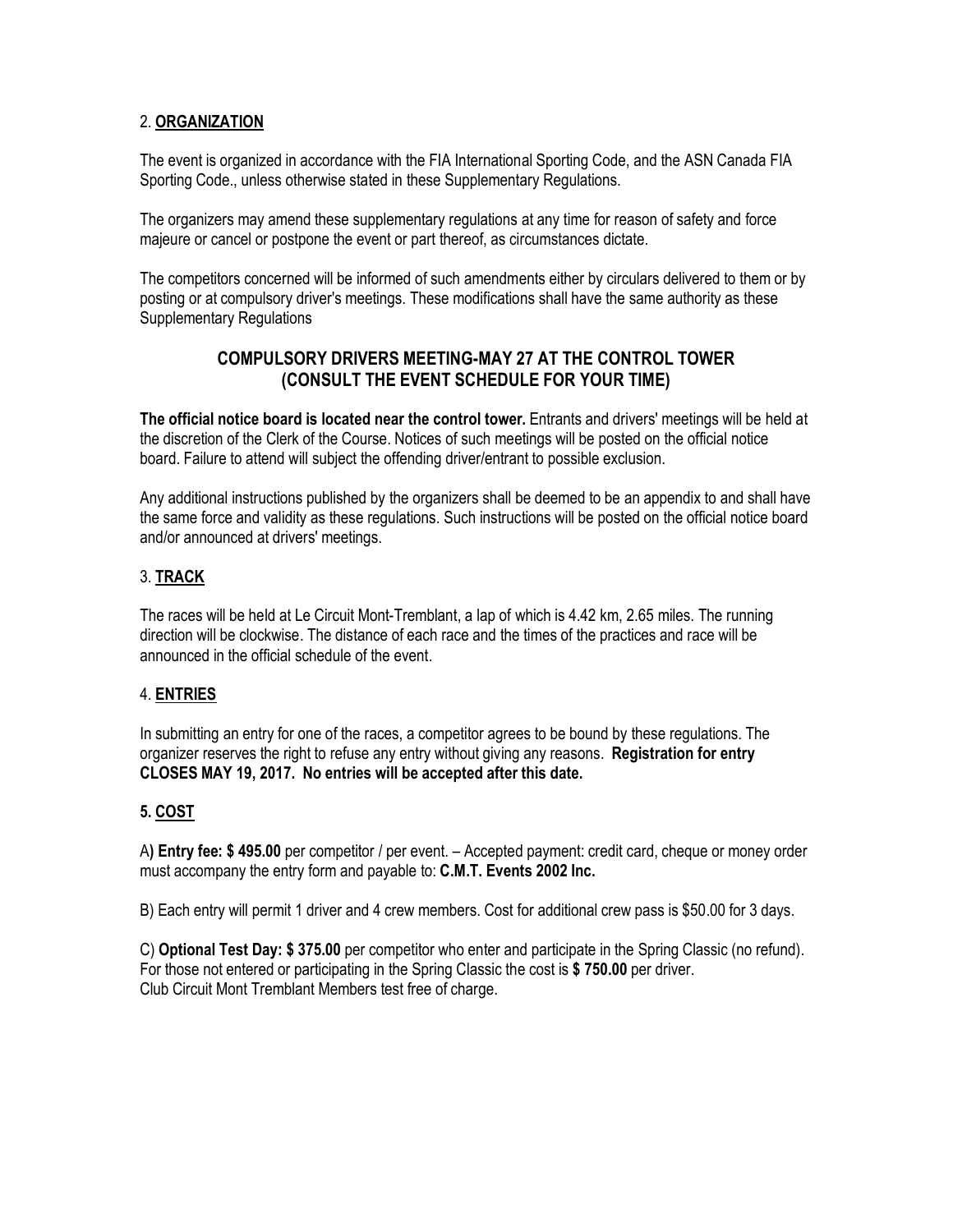## 2. **ORGANIZATION**

The event is organized in accordance with the FIA International Sporting Code, and the ASN Canada FIA Sporting Code., unless otherwise stated in these Supplementary Regulations.

The organizers may amend these supplementary regulations at any time for reason of safety and force majeure or cancel or postpone the event or part thereof, as circumstances dictate.

The competitors concerned will be informed of such amendments either by circulars delivered to them or by posting or at compulsory driver's meetings. These modifications shall have the same authority as these Supplementary Regulations

**COMPULSORY DRIVERS MEETING-MAY 27 AT THE CONTROL TOWER**
**(CONSULT THE EVENT SCHEDULE FOR YOUR TIME)**

**The official notice board is located near the control tower.** Entrants and drivers' meetings will be held at the discretion of the Clerk of the Course. Notices of such meetings will be posted on the official notice board. Failure to attend will subject the offending driver/entrant to possible exclusion.

Any additional instructions published by the organizers shall be deemed to be an appendix to and shall have the same force and validity as these regulations. Such instructions will be posted on the official notice board and/or announced at drivers' meetings.

## 3. **TRACK**

The races will be held at Le Circuit Mont-Tremblant, a lap of which is 4.42 km, 2.65 miles. The running direction will be clockwise. The distance of each race and the times of the practices and race will be announced in the official schedule of the event.

## 4. **ENTRIES**

In submitting an entry for one of the races, a competitor agrees to be bound by these regulations. The organizer reserves the right to refuse any entry without giving any reasons. **Registration for entry CLOSES MAY 19, 2017. No entries will be accepted after this date.**

## **5. COST**

A**) Entry fee: $ 495.00** per competitor / per event. – Accepted payment: credit card, cheque or money order must accompany the entry form and payable to: **C.M.T. Events 2002 Inc.**

B) Each entry will permit 1 driver and 4 crew members. Cost for additional crew pass is $50.00 for 3 days.

C) **Optional Test Day: $ 375.00** per competitor who enter and participate in the Spring Classic (no refund). For those not entered or participating in the Spring Classic the cost is **$ 750.00** per driver.
Club Circuit Mont Tremblant Members test free of charge.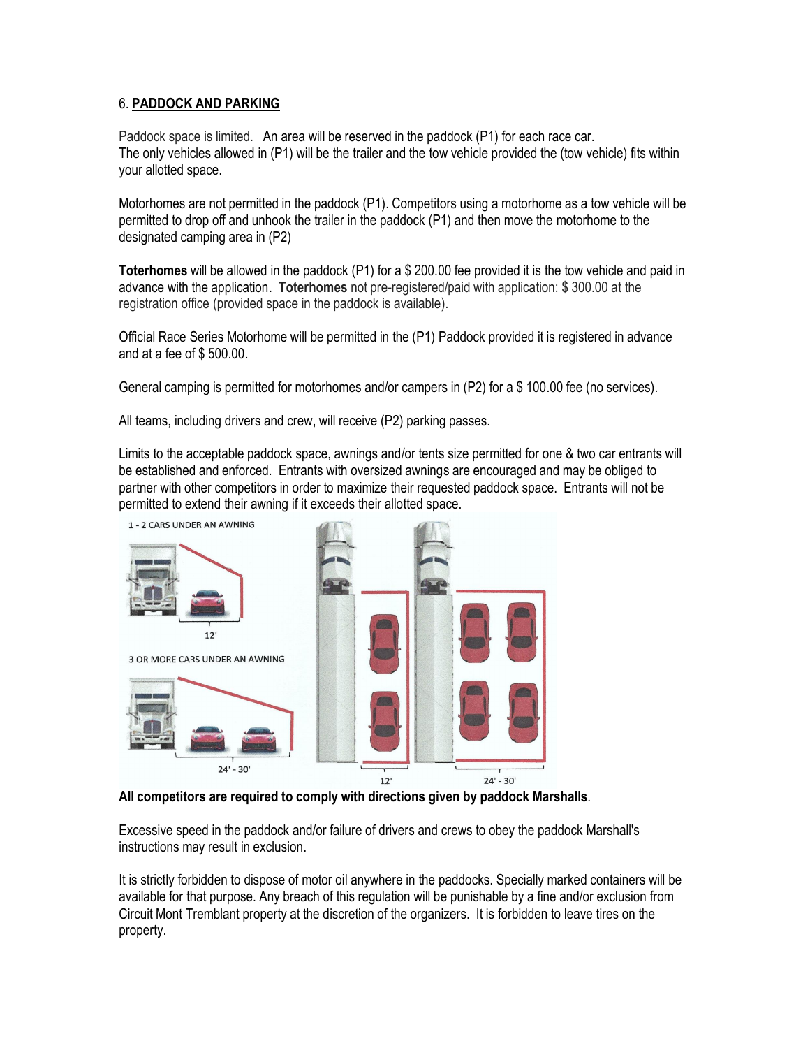## 6. **PADDOCK AND PARKING**

Paddock space is limited. An area will be reserved in the paddock (P1) for each race car.
The only vehicles allowed in (P1) will be the trailer and the tow vehicle provided the (tow vehicle) fits within your allotted space.

Motorhomes are not permitted in the paddock (P1). Competitors using a motorhome as a tow vehicle will be permitted to drop off and unhook the trailer in the paddock (P1) and then move the motorhome to the designated camping area in (P2)

**Toterhomes** will be allowed in the paddock (P1) for a $ 200.00 fee provided it is the tow vehicle and paid in advance with the application. **Toterhomes** not pre-registered/paid with application: $ 300.00 at the registration office (provided space in the paddock is available).

Official Race Series Motorhome will be permitted in the (P1) Paddock provided it is registered in advance and at a fee of $ 500.00.

General camping is permitted for motorhomes and/or campers in (P2) for a $ 100.00 fee (no services).

All teams, including drivers and crew, will receive (P2) parking passes.

Limits to the acceptable paddock space, awnings and/or tents size permitted for one & two car entrants will be established and enforced. Entrants with oversized awnings are encouraged and may be obliged to partner with other competitors in order to maximize their requested paddock space. Entrants will not be permitted to extend their awning if it exceeds their allotted space.

1 - 2 CARS UNDER AN AWNING

12'

3 OR MORE CARS UNDER AN AWNING

24' - 30'

12'

24' - 30'

**All competitors are required to comply with directions given by paddock Marshalls**.

Excessive speed in the paddock and/or failure of drivers and crews to obey the paddock Marshall's instructions may result in exclusion**.**

It is strictly forbidden to dispose of motor oil anywhere in the paddocks. Specially marked containers will be available for that purpose. Any breach of this regulation will be punishable by a fine and/or exclusion from Circuit Mont Tremblant property at the discretion of the organizers. It is forbidden to leave tires on the property.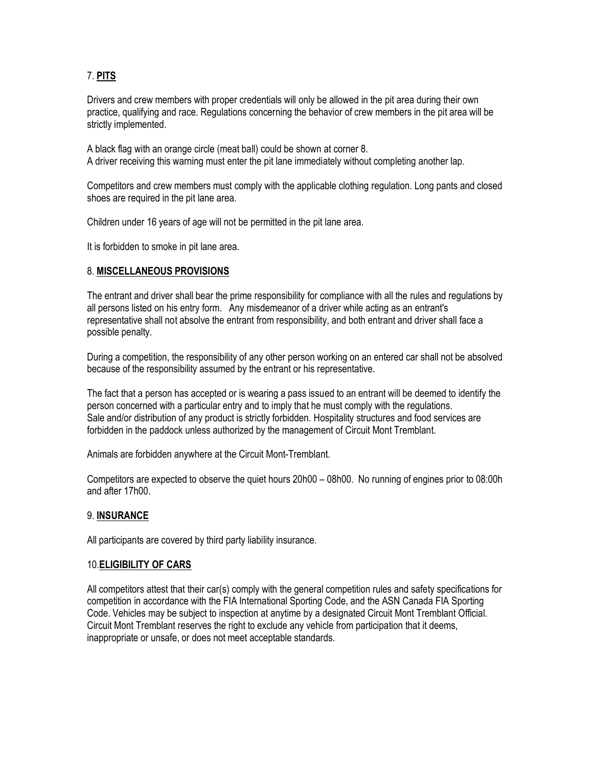## 7. **PITS**

Drivers and crew members with proper credentials will only be allowed in the pit area during their own practice, qualifying and race. Regulations concerning the behavior of crew members in the pit area will be strictly implemented.

A black flag with an orange circle (meat ball) could be shown at corner 8.
A driver receiving this warning must enter the pit lane immediately without completing another lap.

Competitors and crew members must comply with the applicable clothing regulation. Long pants and closed shoes are required in the pit lane area.

Children under 16 years of age will not be permitted in the pit lane area.

It is forbidden to smoke in pit lane area.

## 8. **MISCELLANEOUS PROVISIONS**

The entrant and driver shall bear the prime responsibility for compliance with all the rules and regulations by all persons listed on his entry form. Any misdemeanor of a driver while acting as an entrant's representative shall not absolve the entrant from responsibility, and both entrant and driver shall face a possible penalty.

During a competition, the responsibility of any other person working on an entered car shall not be absolved because of the responsibility assumed by the entrant or his representative.

The fact that a person has accepted or is wearing a pass issued to an entrant will be deemed to identify the person concerned with a particular entry and to imply that he must comply with the regulations.
Sale and/or distribution of any product is strictly forbidden. Hospitality structures and food services are forbidden in the paddock unless authorized by the management of Circuit Mont Tremblant.

Animals are forbidden anywhere at the Circuit Mont-Tremblant.

Competitors are expected to observe the quiet hours 20h00 – 08h00. No running of engines prior to 08:00h and after 17h00.

## 9. **INSURANCE**

All participants are covered by third party liability insurance.

## 10.**ELIGIBILITY OF CARS**

All competitors attest that their car(s) comply with the general competition rules and safety specifications for competition in accordance with the FIA International Sporting Code, and the ASN Canada FIA Sporting Code. Vehicles may be subject to inspection at anytime by a designated Circuit Mont Tremblant Official. Circuit Mont Tremblant reserves the right to exclude any vehicle from participation that it deems, inappropriate or unsafe, or does not meet acceptable standards.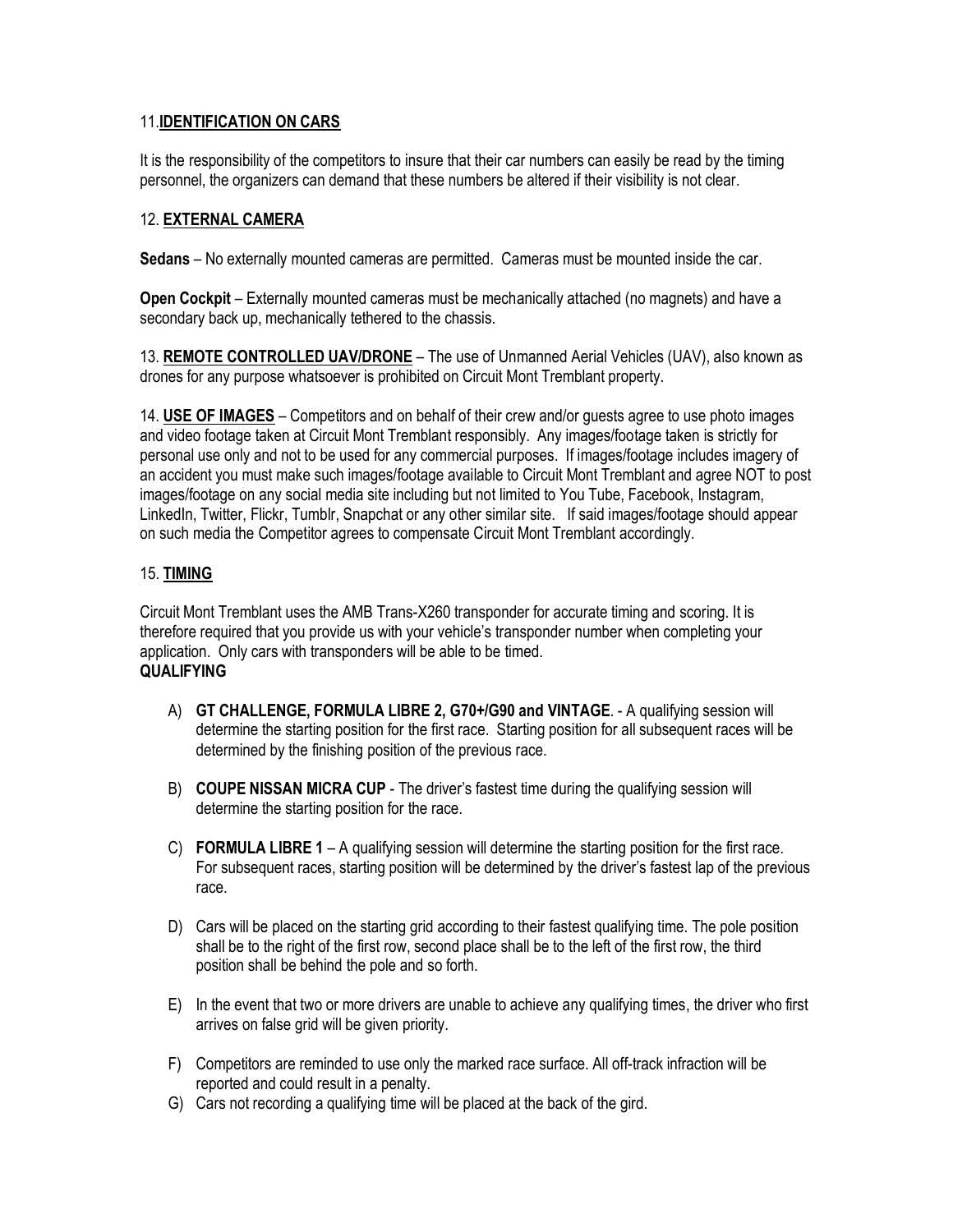## 11. **IDENTIFICATION ON CARS**

It is the responsibility of the competitors to insure that their car numbers can easily be read by the timing personnel, the organizers can demand that these numbers be altered if their visibility is not clear.

## 12. **EXTERNAL CAMERA**

**Sedans** – No externally mounted cameras are permitted. Cameras must be mounted inside the car.

**Open Cockpit** – Externally mounted cameras must be mechanically attached (no magnets) and have a secondary back up, mechanically tethered to the chassis.

13. **REMOTE CONTROLLED UAV/DRONE** – The use of Unmanned Aerial Vehicles (UAV), also known as drones for any purpose whatsoever is prohibited on Circuit Mont Tremblant property.

14. **USE OF IMAGES** – Competitors and on behalf of their crew and/or guests agree to use photo images and video footage taken at Circuit Mont Tremblant responsibly. Any images/footage taken is strictly for personal use only and not to be used for any commercial purposes. If images/footage includes imagery of an accident you must make such images/footage available to Circuit Mont Tremblant and agree NOT to post images/footage on any social media site including but not limited to You Tube, Facebook, Instagram, LinkedIn, Twitter, Flickr, Tumblr, Snapchat or any other similar site. If said images/footage should appear on such media the Competitor agrees to compensate Circuit Mont Tremblant accordingly.

## 15. **TIMING**

Circuit Mont Tremblant uses the AMB Trans-X260 transponder for accurate timing and scoring. It is therefore required that you provide us with your vehicle's transponder number when completing your application. Only cars with transponders will be able to be timed.

**QUALIFYING**

A) **GT CHALLENGE, FORMULA LIBRE 2, G70+/G90 and VINTAGE**. - A qualifying session will determine the starting position for the first race. Starting position for all subsequent races will be determined by the finishing position of the previous race.

B) **COUPE NISSAN MICRA CUP** - The driver's fastest time during the qualifying session will determine the starting position for the race.

C) **FORMULA LIBRE 1** – A qualifying session will determine the starting position for the first race. For subsequent races, starting position will be determined by the driver's fastest lap of the previous race.

D) Cars will be placed on the starting grid according to their fastest qualifying time. The pole position shall be to the right of the first row, second place shall be to the left of the first row, the third position shall be behind the pole and so forth.

E) In the event that two or more drivers are unable to achieve any qualifying times, the driver who first arrives on false grid will be given priority.

F) Competitors are reminded to use only the marked race surface. All off-track infraction will be reported and could result in a penalty.

G) Cars not recording a qualifying time will be placed at the back of the gird.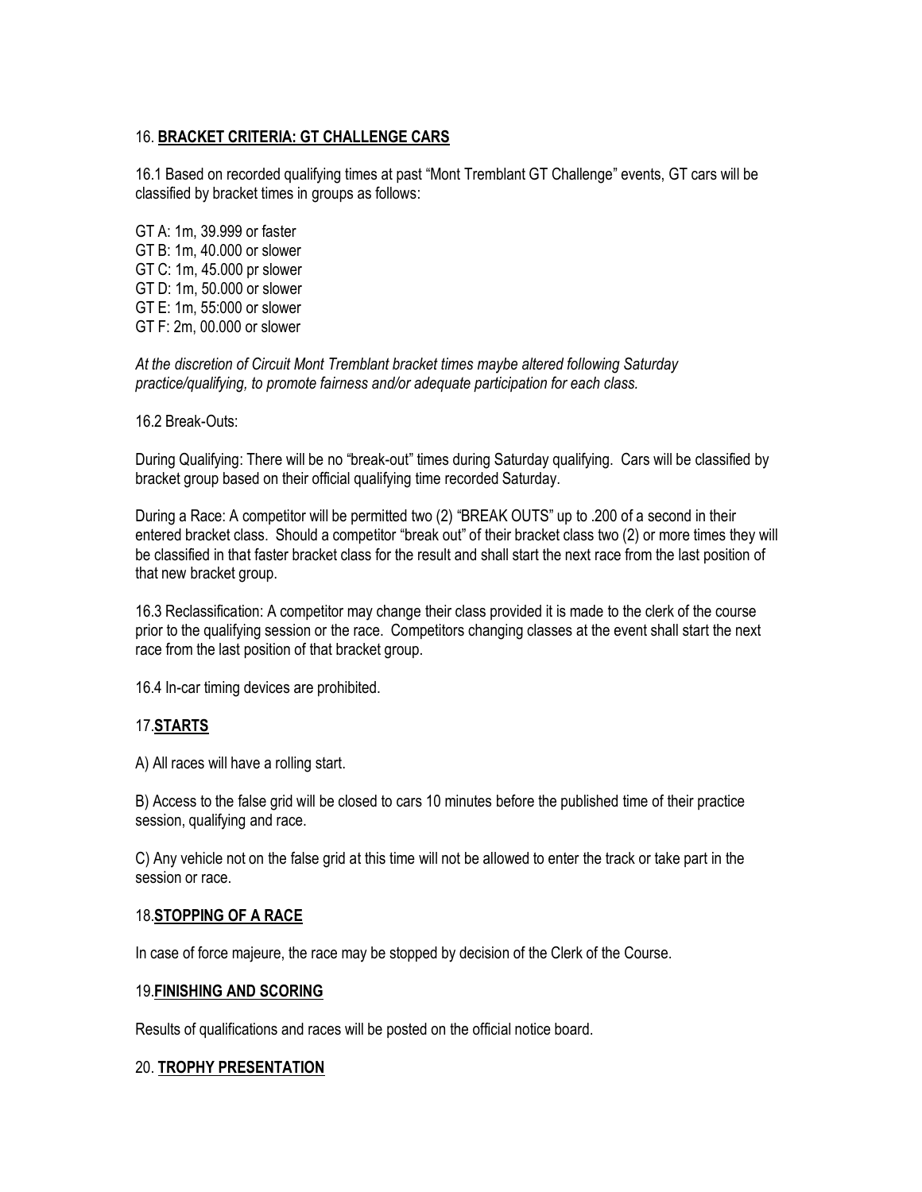## 16. **BRACKET CRITERIA: GT CHALLENGE CARS**

16.1 Based on recorded qualifying times at past "Mont Tremblant GT Challenge" events, GT cars will be classified by bracket times in groups as follows:

GT A: 1m, 39.999 or faster
GT B: 1m, 40.000 or slower
GT C: 1m, 45.000 pr slower
GT D: 1m, 50.000 or slower
GT E: 1m, 55:000 or slower
GT F: 2m, 00.000 or slower

*At the discretion of Circuit Mont Tremblant bracket times maybe altered following Saturday practice/qualifying, to promote fairness and/or adequate participation for each class.*

16.2 Break-Outs:

During Qualifying: There will be no "break-out" times during Saturday qualifying. Cars will be classified by bracket group based on their official qualifying time recorded Saturday.

During a Race: A competitor will be permitted two (2) "BREAK OUTS" up to .200 of a second in their entered bracket class. Should a competitor "break out" of their bracket class two (2) or more times they will be classified in that faster bracket class for the result and shall start the next race from the last position of that new bracket group.

16.3 Reclassification: A competitor may change their class provided it is made to the clerk of the course prior to the qualifying session or the race. Competitors changing classes at the event shall start the next race from the last position of that bracket group.

16.4 In-car timing devices are prohibited.

## 17. **STARTS**

A) All races will have a rolling start.

B) Access to the false grid will be closed to cars 10 minutes before the published time of their practice session, qualifying and race.

C) Any vehicle not on the false grid at this time will not be allowed to enter the track or take part in the session or race.

## 18. **STOPPING OF A RACE**

In case of force majeure, the race may be stopped by decision of the Clerk of the Course.

## 19. **FINISHING AND SCORING**

Results of qualifications and races will be posted on the official notice board.

## 20. **TROPHY PRESENTATION**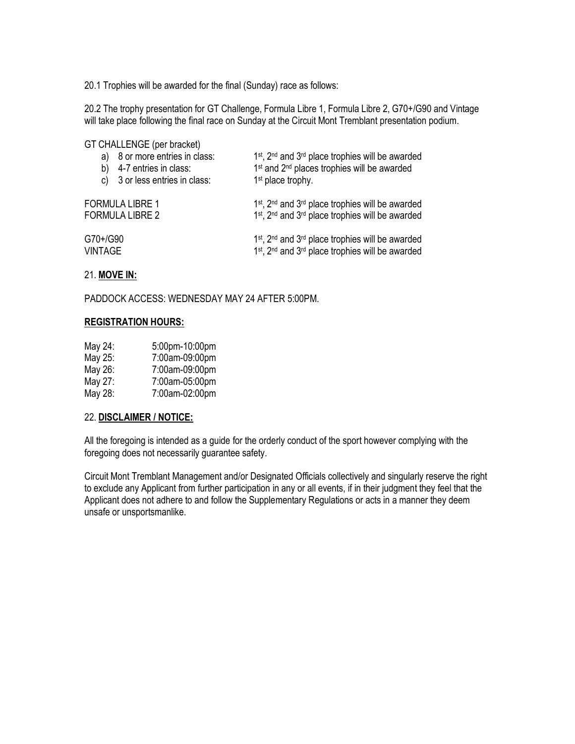20.1 Trophies will be awarded for the final (Sunday) race as follows:

20.2 The trophy presentation for GT Challenge, Formula Libre 1, Formula Libre 2, G70+/G90 and Vintage will take place following the final race on Sunday at the Circuit Mont Tremblant presentation podium.

GT CHALLENGE (per bracket)

| | |
|---|---|
| a) 8 or more entries in class: | 1st, 2nd and 3rd place trophies will be awarded |
| b) 4-7 entries in class: | 1st and 2nd places trophies will be awarded |
| c) 3 or less entries in class: | 1st place trophy. |
| FORMULA LIBRE 1 | 1st, 2nd and 3rd place trophies will be awarded |
| FORMULA LIBRE 2 | 1st, 2nd and 3rd place trophies will be awarded |
| G70+/G90 | 1st, 2nd and 3rd place trophies will be awarded |
| VINTAGE | 1st, 2nd and 3rd place trophies will be awarded |

## 21. **MOVE IN:**

PADDOCK ACCESS: WEDNESDAY MAY 24 AFTER 5:00PM.

**REGISTRATION HOURS:**

| | |
|---|---|
| May 24: | 5:00pm-10:00pm |
| May 25: | 7:00am-09:00pm |
| May 26: | 7:00am-09:00pm |
| May 27: | 7:00am-05:00pm |
| May 28: | 7:00am-02:00pm |

## 22. **DISCLAIMER / NOTICE:**

All the foregoing is intended as a guide for the orderly conduct of the sport however complying with the foregoing does not necessarily guarantee safety.

Circuit Mont Tremblant Management and/or Designated Officials collectively and singularly reserve the right to exclude any Applicant from further participation in any or all events, if in their judgment they feel that the Applicant does not adhere to and follow the Supplementary Regulations or acts in a manner they deem unsafe or unsportsmanlike.